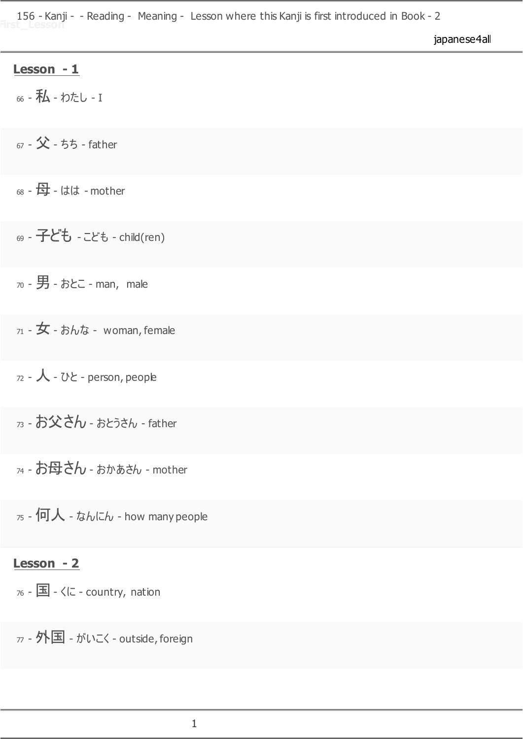156 - Kanji - - Reading - Meaning - Lesson where this Kanji is first introduced in Book - 2

## Lesson - 1

66 - 私 - わたし - I

67 - 父 - ちち - father

68 - 母 - はは - mother

69 - 子ども - こども - child(ren)

70 - 男 - おとこ - man, male

71 - 女 - おんな - woman, female

72 - 人 - ひと - person, people

73 - お父さん - おとうさん - father

74 - お母さん - おかあさん - mother

75 - 何人 - なんにん - how many people

## Lesson - 2

76 - 国 - くに - country, nation

77 - 外国 - がいこく - outside, foreign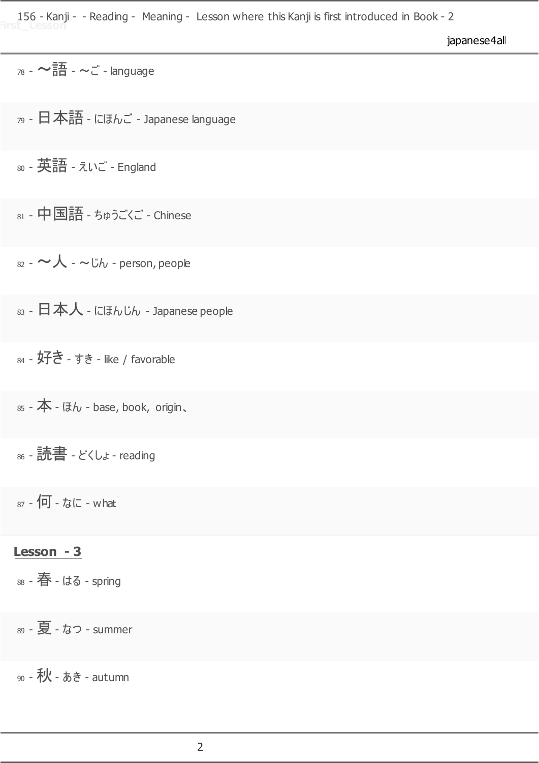78 - ～語 - ～ご - language

79 - 日本語 - にほんご - Japanese language

80 - 英語 - えいご - England

81 - 中国語 - ちゅうごくご - Chinese

82 - ～人 - ～じん - person, people

83 - 日本人 - にほんじん - Japanese people

84 - 好き - すき - like / favorable

85 - 本 - ほん - base, book, origin、

86 - 読書 - どくしょ - reading

87 - 何 - なに - what

## Lesson - 3

88 - 春 - はる - spring

89 - 夏 - なつ - summer

90 - 秋 - あき - autumn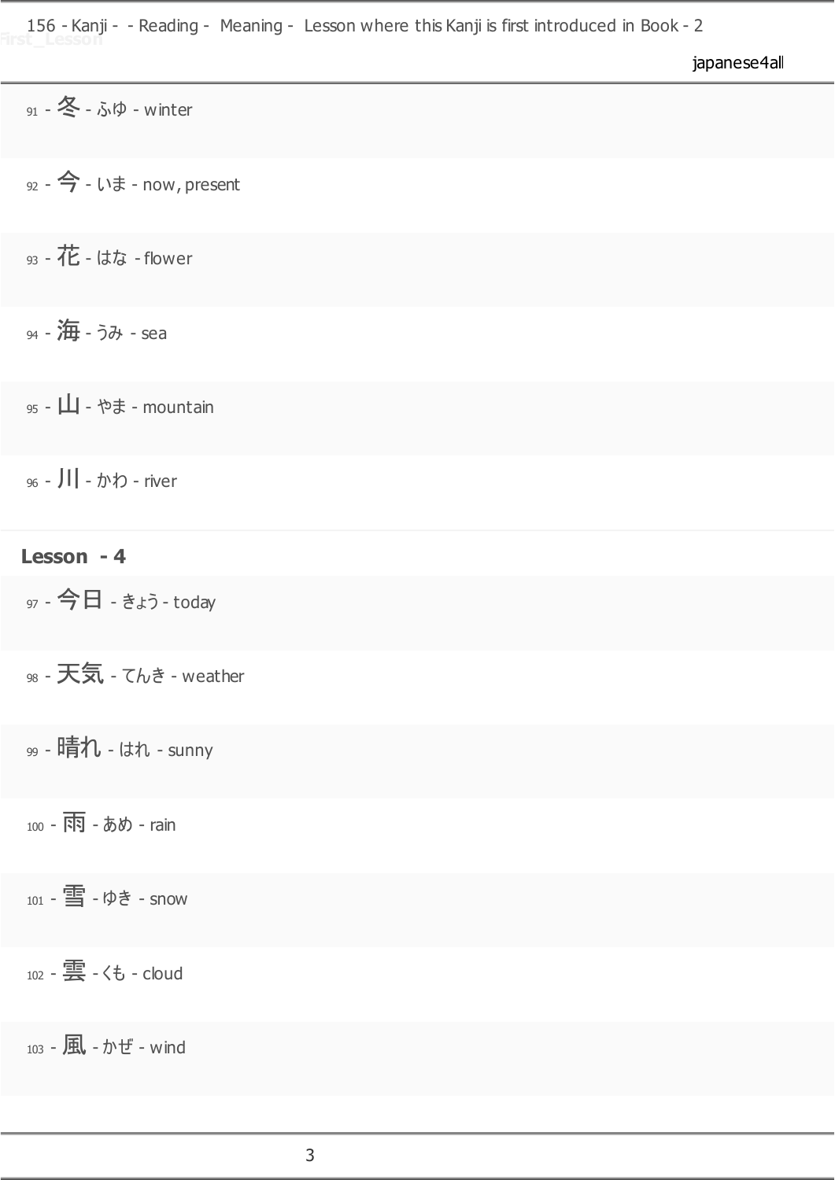91 - 冬 - ふゆ - winter

92 - 今 - いま - now, present

93 - 花 - はな - flower

94 - 海 - うみ - sea

95 - 山 - やま - mountain

96 - 川 - かわ - river

**Lesson - 4**

97 - 今日 - きょう - today

98 - 天気 - てんき - weather

99 - 晴れ - はれ - sunny

100 - 雨 - あめ - rain

101 - 雪 - ゆき - snow

102 - 雲 - くも - cloud

103 - 風 - かぜ - wind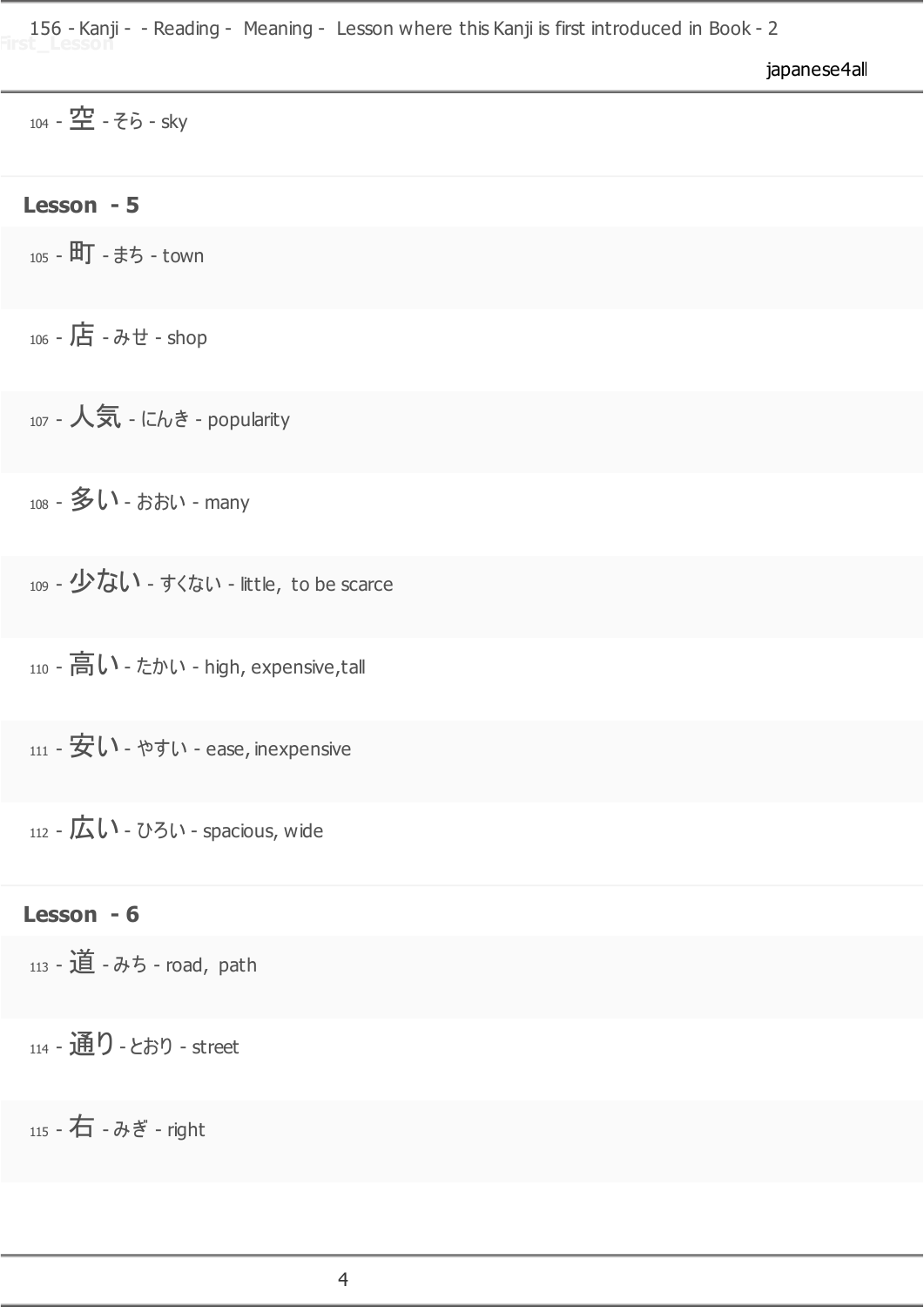104 - 空 - そら - sky

## Lesson - 5

105 - 町 - まち - town

106 - 店 - みせ - shop

107 - 人気 - にんき - popularity

108 - 多い - おおい - many

109 - 少ない - すくない - little, to be scarce

110 - 高い - たかい - high, expensive,tall

111 - 安い - やすい - ease, inexpensive

112 - 広い - ひろい - spacious, wide

## Lesson - 6

113 - 道 - みち - road, path

114 - 通り - とおり - street

115 - 右 - みぎ - right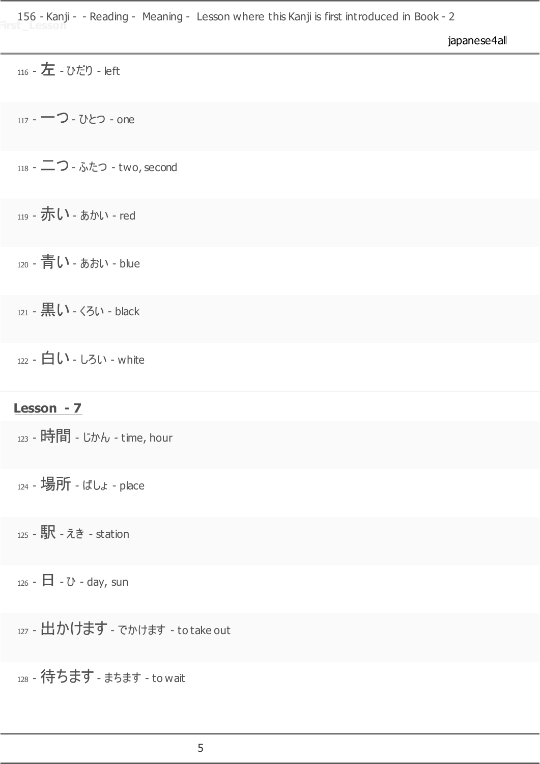116 - 左 - ひだり - left

117 - 一つ - ひとつ - one

118 - 二つ - ふたつ - two, second

119 - 赤い - あかい - red

120 - 青い - あおい - blue

121 - 黒い - くろい - black

122 - 白い - しろい - white

## Lesson - 7

123 - 時間 - じかん - time, hour

124 - 場所 - ばしょ - place

125 - 駅 - えき - station

126 - 日 - ひ - day, sun

127 - 出かけます - でかけます - to take out

128 - 待ちます - まちます - to wait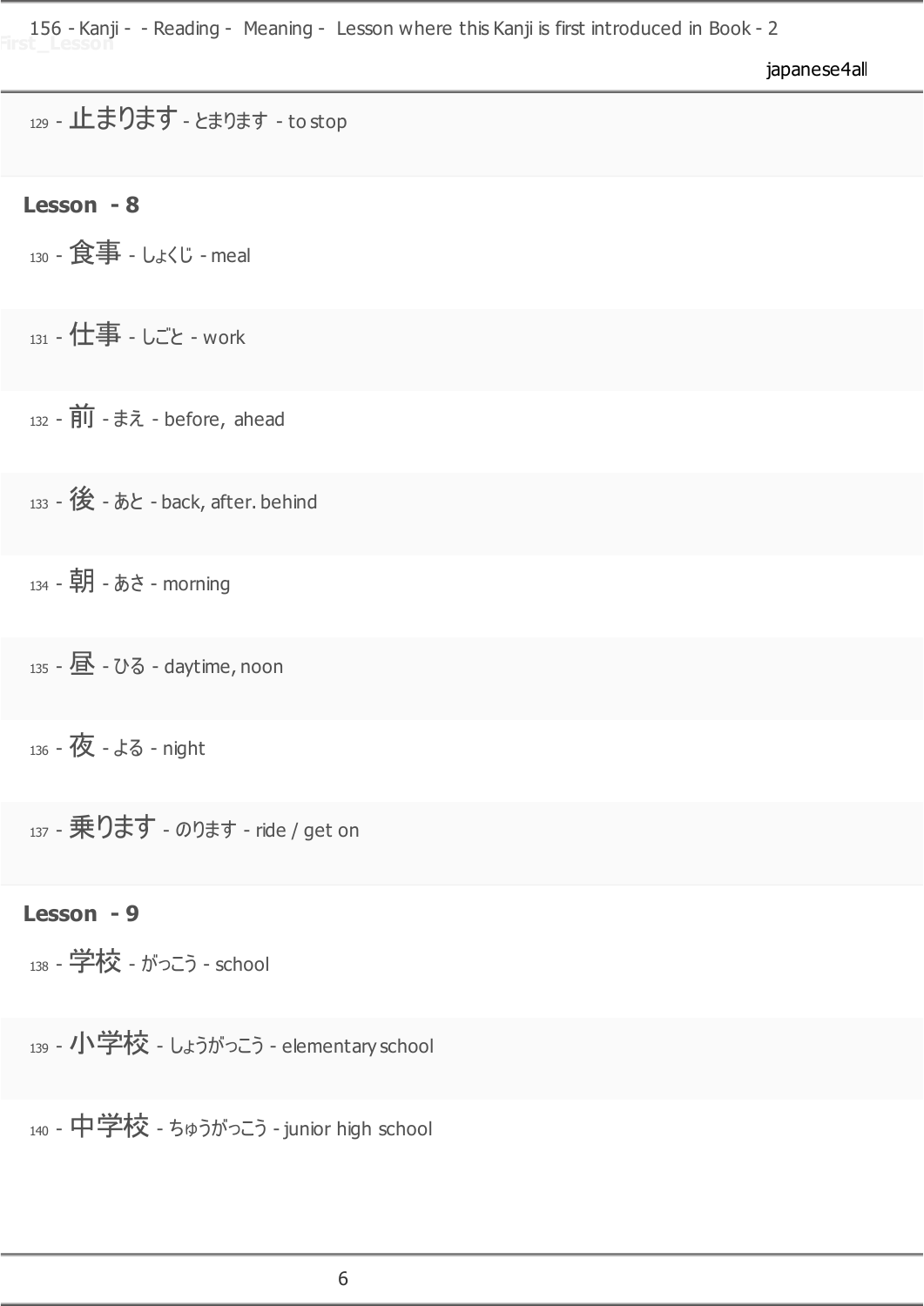129 - 止まります - とまります - to stop

**Lesson - 8**

130 - 食事 - しょくじ - meal

131 - 仕事 - しごと - work

132 - 前 - まえ - before, ahead

133 - 後 - あと - back, after. behind

134 - 朝 - あさ - morning

135 - 昼 - ひる - daytime, noon

136 - 夜 - よる - night

137 - 乗ります - のります - ride / get on

**Lesson - 9**

138 - 学校 - がっこう - school

139 - 小学校 - しょうがっこう - elementary school

140 - 中学校 - ちゅうがっこう - junior high school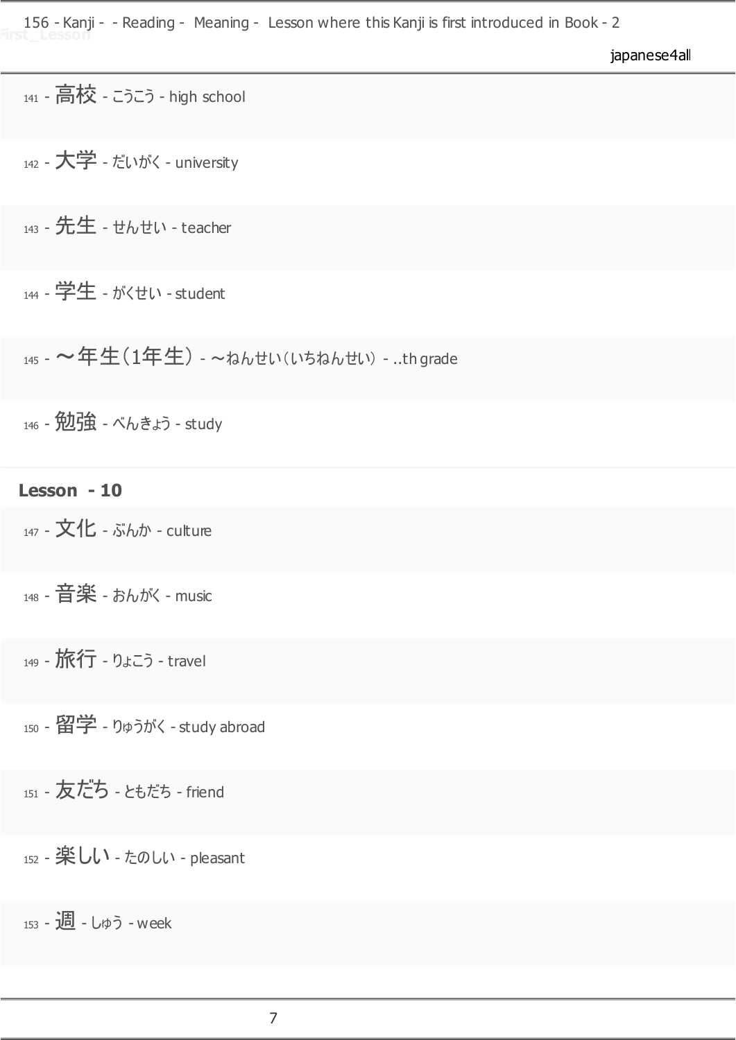141 - 高校 - こうこう - high school

142 - 大学 - だいがく - university

143 - 先生 - せんせい - teacher

144 - 学生 - がくせい - student

145 - ～年生（1年生） - ～ねんせい（いちねんせい） - ..th grade

146 - 勉強 - べんきょう - study

**Lesson - 10**

147 - 文化 - ぶんか - culture

148 - 音楽 - おんがく - music

149 - 旅行 - りょこう - travel

150 - 留学 - りゅうがく - study abroad

151 - 友だち - ともだち - friend

152 - 楽しい - たのしい - pleasant

153 - 週 - しゅう - week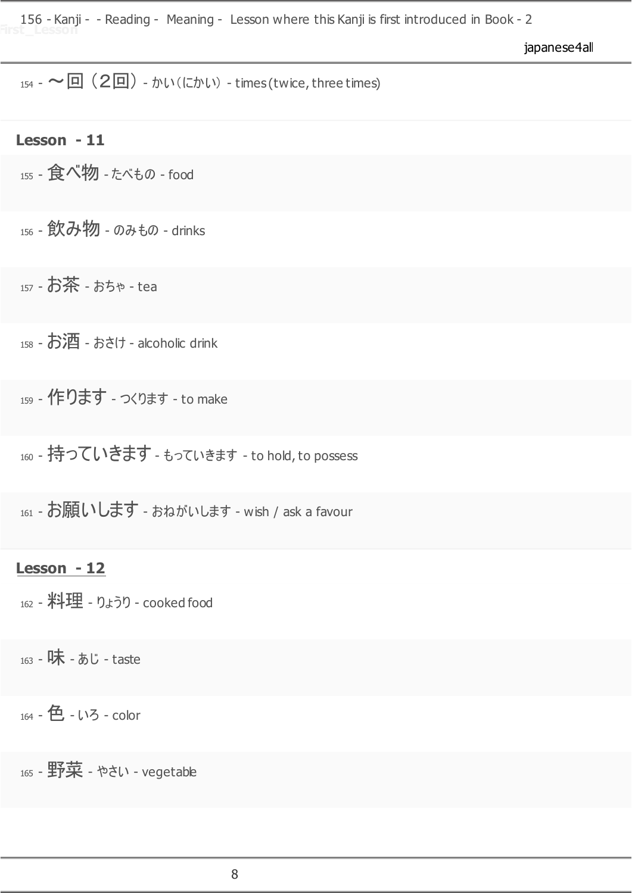154 - 〜回（２回） - かい（にかい） - times (twice, three times)

## Lesson - 11

155 - 食べ物 - たべもの - food

156 - 飲み物 - のみもの - drinks

157 - お茶 - おちゃ - tea

158 - お酒 - おさけ - alcoholic drink

159 - 作ります - つくります - to make

160 - 持っていきます - もっていきます - to hold, to possess

161 - お願いします - おねがいします - wish / ask a favour

## Lesson - 12

162 - 料理 - りょうり - cooked food

163 - 味 - あじ - taste

164 - 色 - いろ - color

165 - 野菜 - やさい - vegetable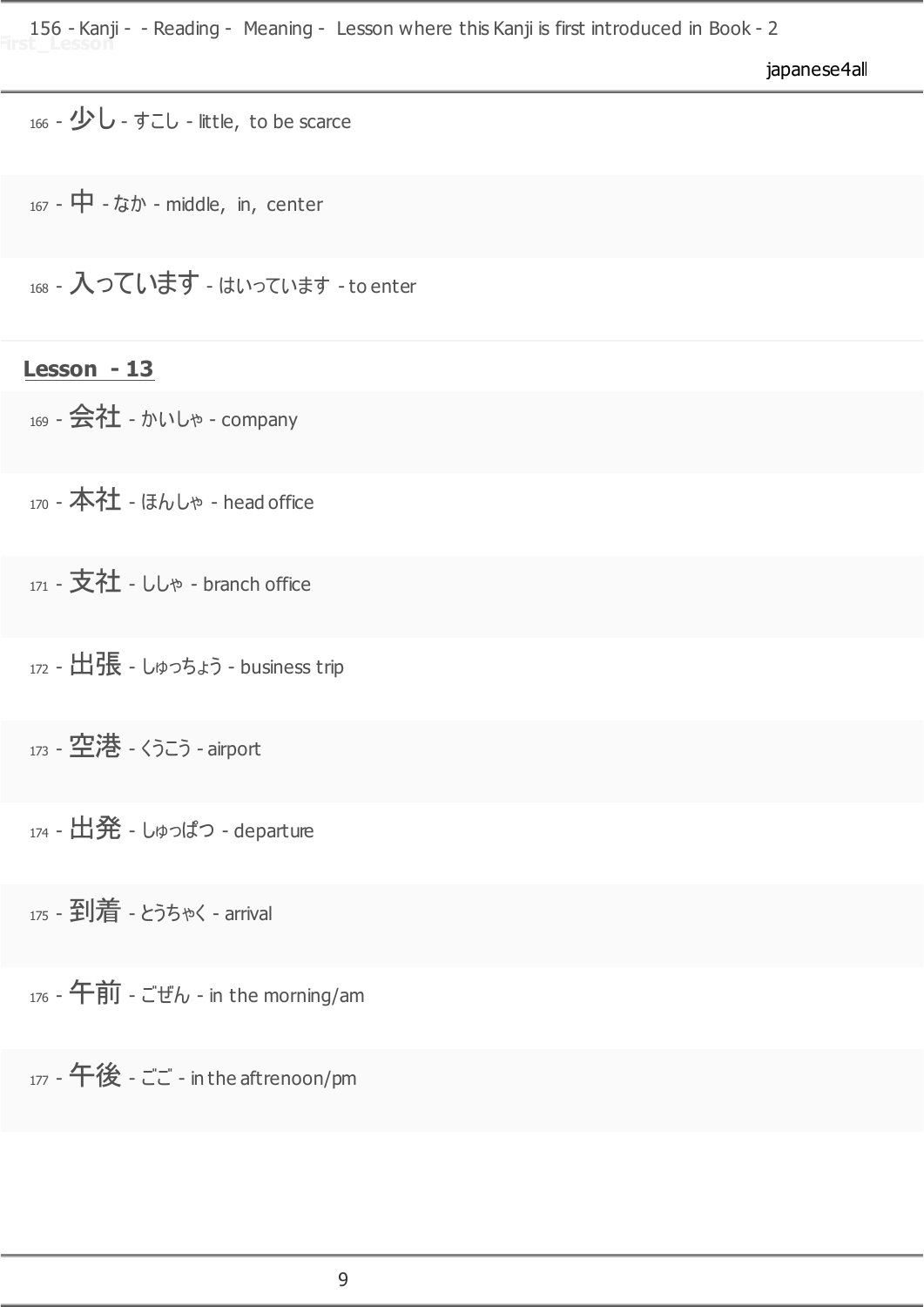166 - 少し - すこし - little, to be scarce

167 - 中 - なか - middle, in, center

168 - 入っています - はいっています - to enter

## Lesson - 13

169 - 会社 - かいしゃ - company

170 - 本社 - ほんしゃ - head office

171 - 支社 - ししゃ - branch office

172 - 出張 - しゅっちょう - business trip

173 - 空港 - くうこう - airport

174 - 出発 - しゅっぱつ - departure

175 - 到着 - とうちゃく - arrival

176 - 午前 - ごぜん - in the morning/am

177 - 午後 - ごご - in the aftrenoon/pm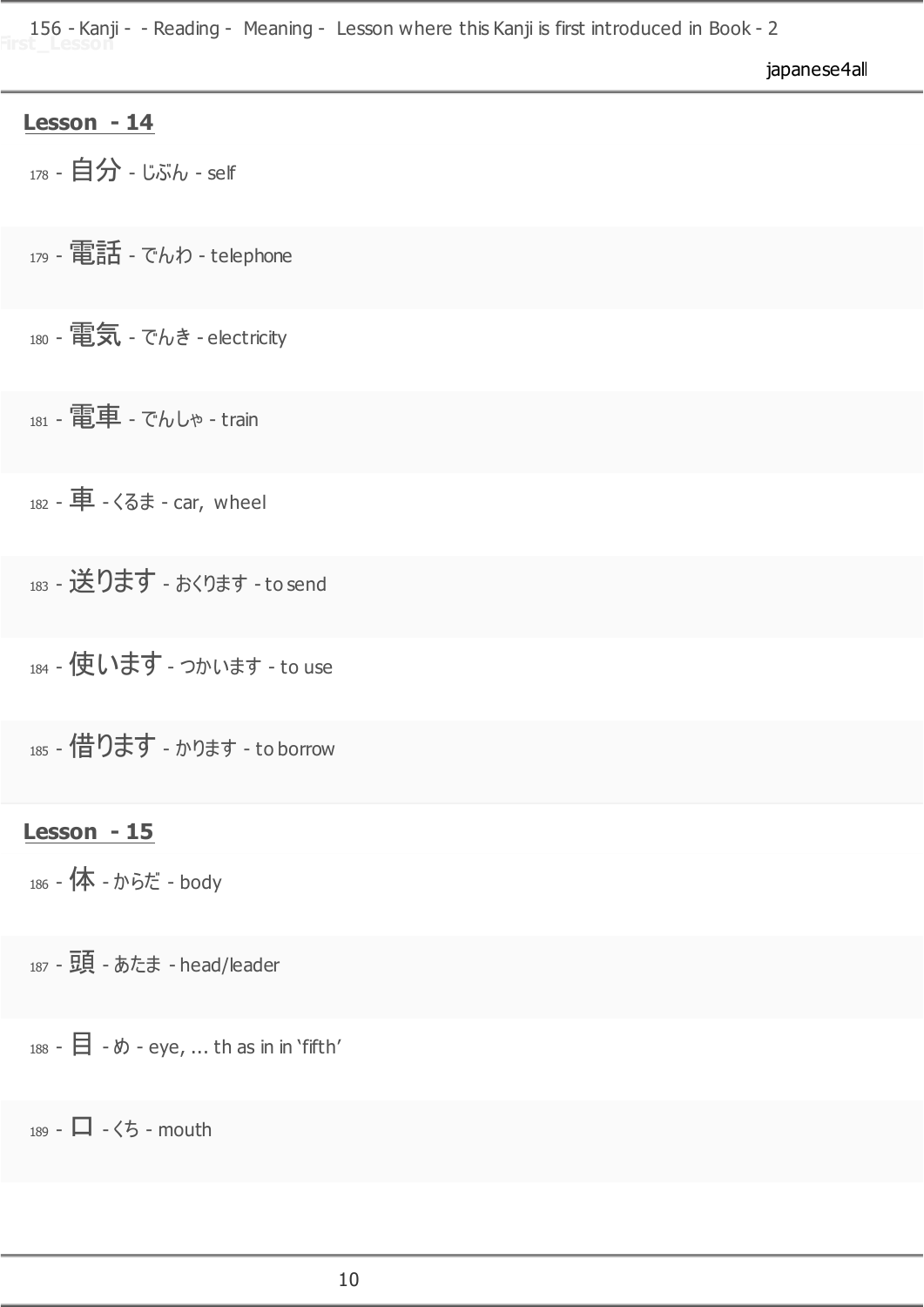## Lesson - 14

178 - 自分 - じぶん - self

179 - 電話 - でんわ - telephone

180 - 電気 - でんき - electricity

181 - 電車 - でんしゃ - train

182 - 車 - くるま - car, wheel

183 - 送ります - おくります - to send

184 - 使います - つかいます - to use

185 - 借ります - かります - to borrow

## Lesson - 15

186 - 体 - からだ - body

187 - 頭 - あたま - head/leader

188 - 目 - め - eye, ... th as in in 'fifth'

189 - 口 - くち - mouth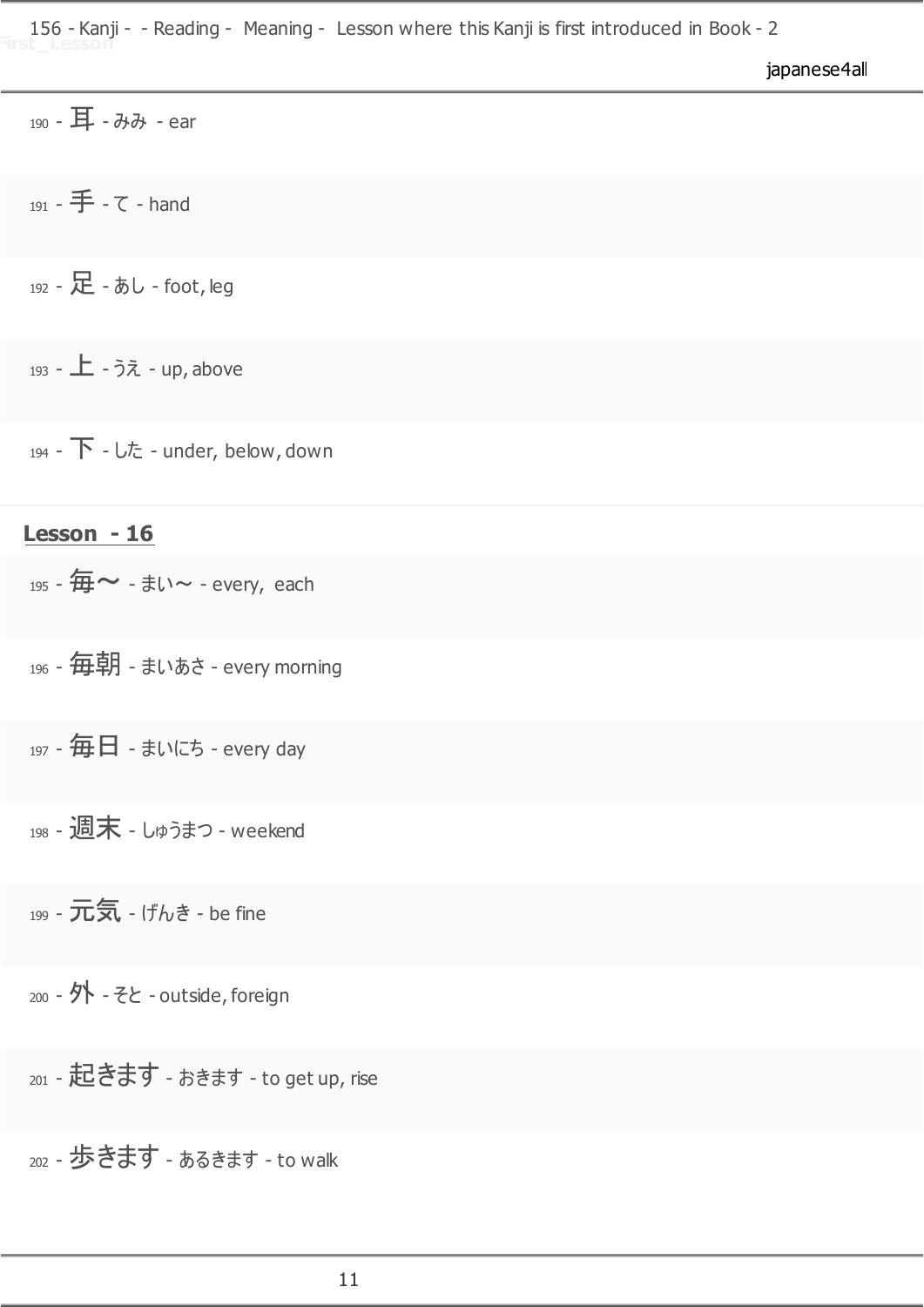190 - 耳 - みみ - ear

191 - 手 - て - hand

192 - 足 - あし - foot, leg

193 - 上 - うえ - up, above

194 - 下 - した - under, below, down

**Lesson - 16**

195 - 毎〜 - まい〜 - every, each

196 - 毎朝 - まいあさ - every morning

197 - 毎日 - まいにち - every day

198 - 週末 - しゅうまつ - weekend

199 - 元気 - げんき - be fine

200 - 外 - そと - outside, foreign

201 - 起きます - おきます - to get up, rise

202 - 歩きます - あるきます - to walk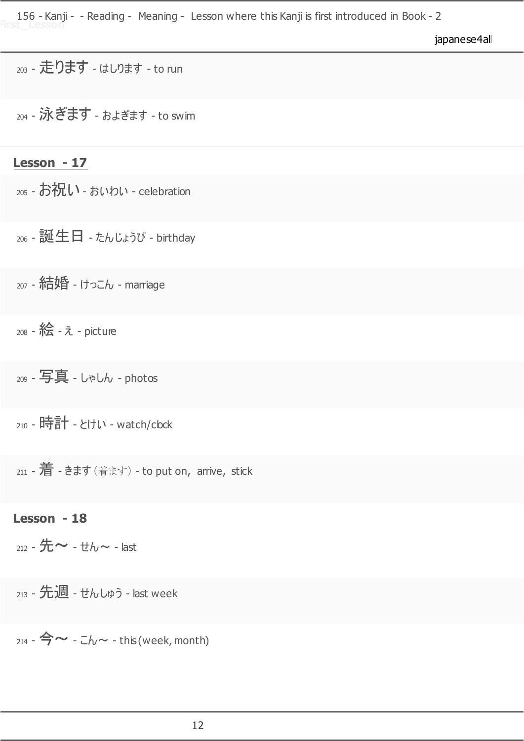203 - 走ります - はしります - to run

204 - 泳ぎます - およぎます - to swim

**Lesson - 17**

205 - お祝い - おいわい - celebration

206 - 誕生日 - たんじょうび - birthday

207 - 結婚 - けっこん - marriage

208 - 絵 - え - picture

209 - 写真 - しゃしん - photos

210 - 時計 - とけい - watch/clock

211 - 着 - きます（着ます）- to put on, arrive, stick

**Lesson - 18**

212 - 先～ - せん～ - last

213 - 先週 - せんしゅう - last week

214 - 今～ - こん～ - this (week, month)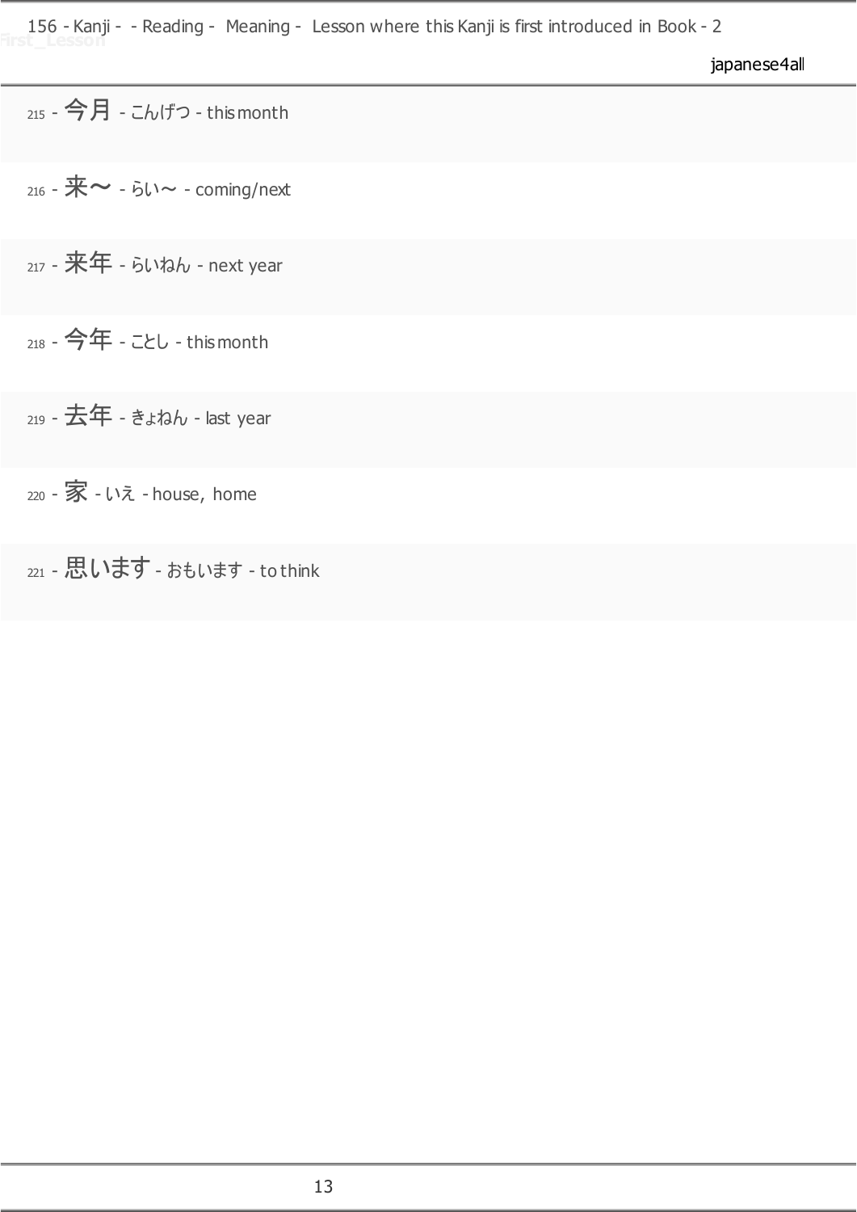215 - 今月 - こんげつ - this month

216 - 来〜 - らい〜 - coming/next

217 - 来年 - らいねん - next year

218 - 今年 - ことし - this month

219 - 去年 - きょねん - last year

220 - 家 - いえ - house, home

221 - 思います - おもいます - to think